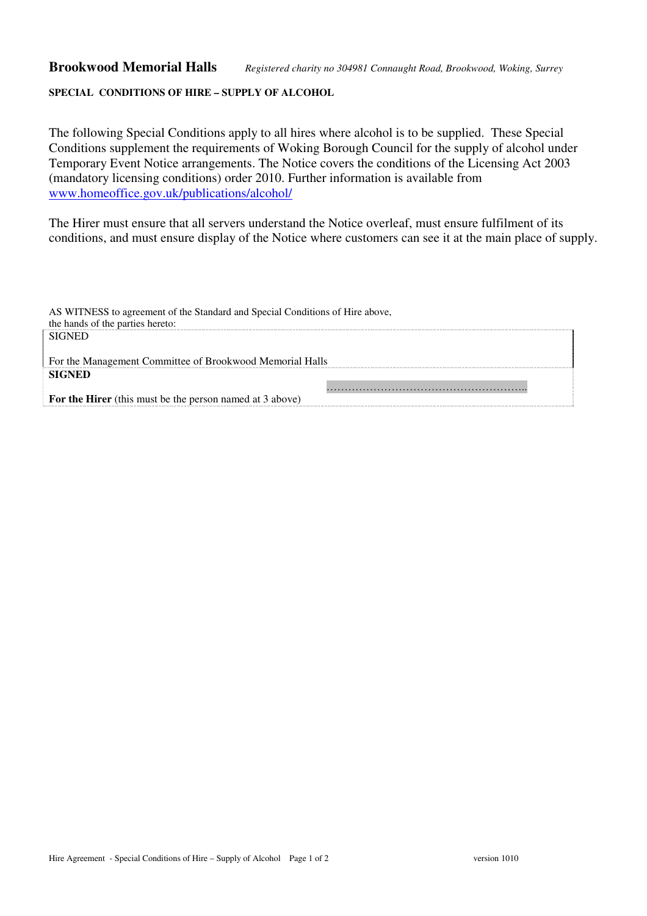**Brookwood Memorial Halls** *Registered charity no 304981 Connaught Road, Brookwood, Woking, Surrey*

**SPECIAL CONDITIONS OF HIRE – SUPPLY OF ALCOHOL**

The following Special Conditions apply to all hires where alcohol is to be supplied. These Special Conditions supplement the requirements of Woking Borough Council for the supply of alcohol under Temporary Event Notice arrangements. The Notice covers the conditions of the Licensing Act 2003 (mandatory licensing conditions) order 2010. Further information is available from [www.homeoffice.gov.uk/publications/alcohol/](http://www.homeoffice.gov.uk/publications/alcohol/)

The Hirer must ensure that all servers understand the Notice overleaf, must ensure fulfilment of its conditions, and must ensure display of the Notice where customers can see it at the main place of supply.

AS WITNESS to agreement of the Standard and Special Conditions of Hire above, the hands of the parties hereto:

SIGNED

For the Management Committee of Brookwood Memorial Halls

**SIGNED**

………………………………………………..

**For the Hirer** (this must be the person named at 3 above)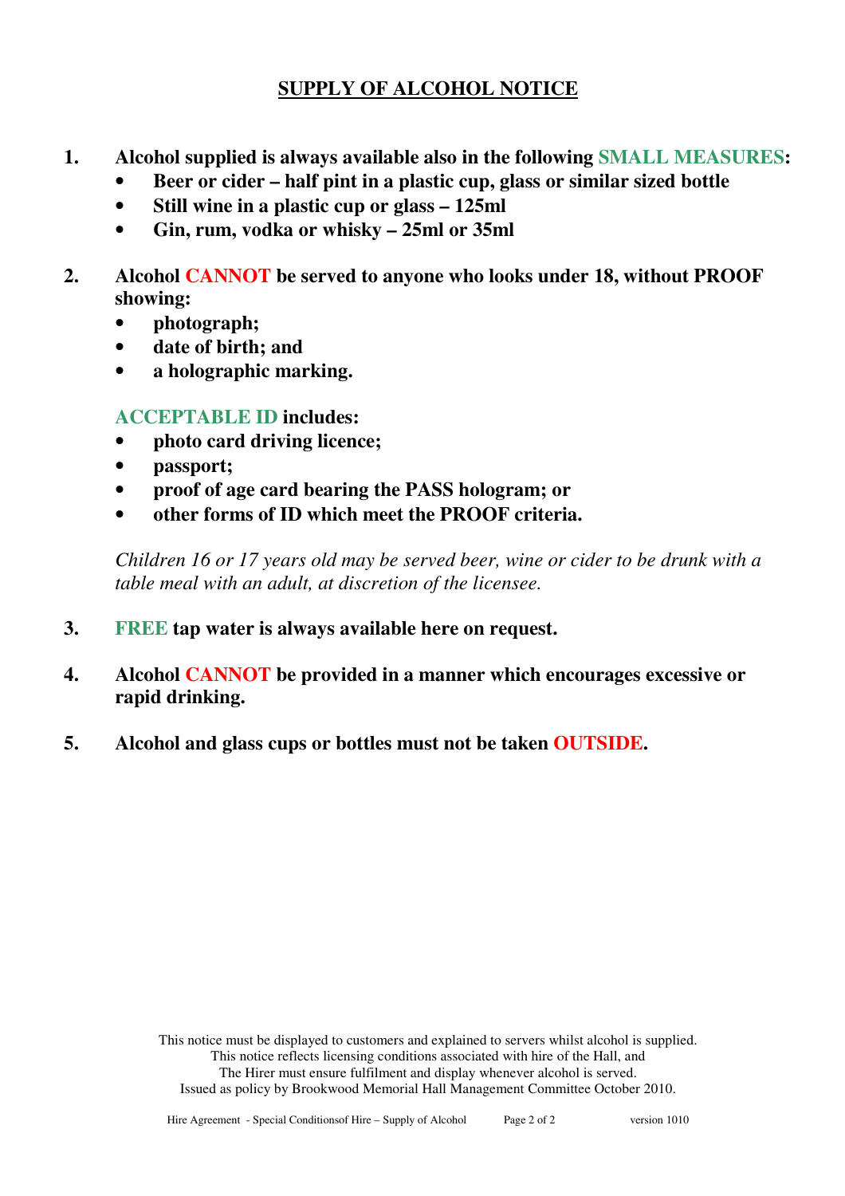# SUPPLY OF ALCOHOL NOTICE

1. **Alcohol supplied is always available also in the following SMALL MEASURES:**
   - **Beer or cider – half pint in a plastic cup, glass or similar sized bottle**
   - **Still wine in a plastic cup or glass – 125ml**
   - **Gin, rum, vodka or whisky – 25ml or 35ml**

2. **Alcohol CANNOT be served to anyone who looks under 18, without PROOF showing:**
   - **photograph;**
   - **date of birth; and**
   - **a holographic marking.**

   **ACCEPTABLE ID includes:**
   - **photo card driving licence;**
   - **passport;**
   - **proof of age card bearing the PASS hologram; or**
   - **other forms of ID which meet the PROOF criteria.**

   *Children 16 or 17 years old may be served beer, wine or cider to be drunk with a table meal with an adult, at discretion of the licensee.*

3. **FREE tap water is always available here on request.**

4. **Alcohol CANNOT be provided in a manner which encourages excessive or rapid drinking.**

5. **Alcohol and glass cups or bottles must not be taken OUTSIDE.**

This notice must be displayed to customers and explained to servers whilst alcohol is supplied.
This notice reflects licensing conditions associated with hire of the Hall, and
The Hirer must ensure fulfilment and display whenever alcohol is served.
Issued as policy by Brookwood Memorial Hall Management Committee October 2010.